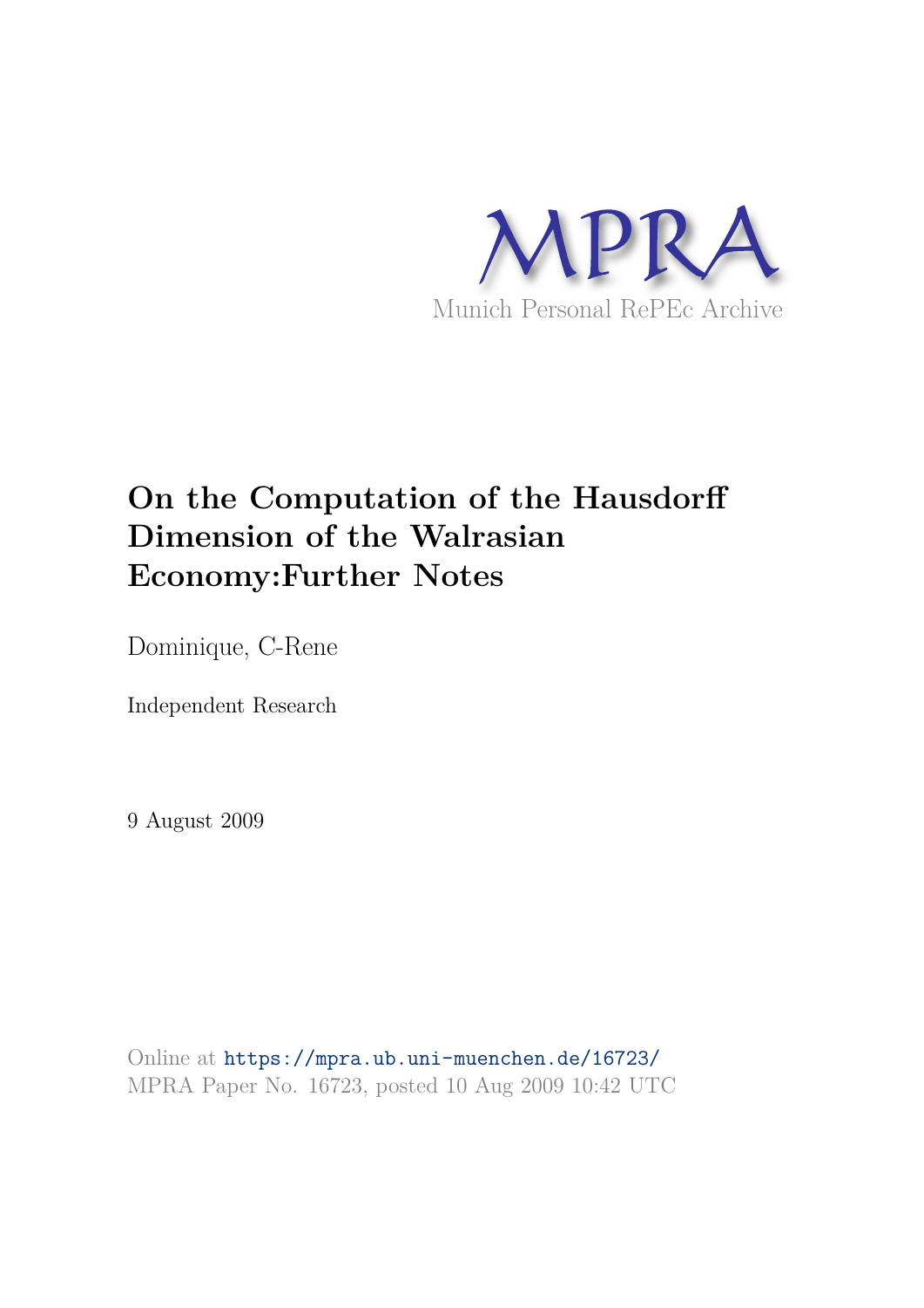MPRA

Munich Personal RePEc Archive

# On the Computation of the Hausdorff Dimension of the Walrasian Economy:Further Notes

Dominique, C-Rene

Independent Research

9 August 2009

Online at https://mpra.ub.uni-muenchen.de/16723/
MPRA Paper No. 16723, posted 10 Aug 2009 10:42 UTC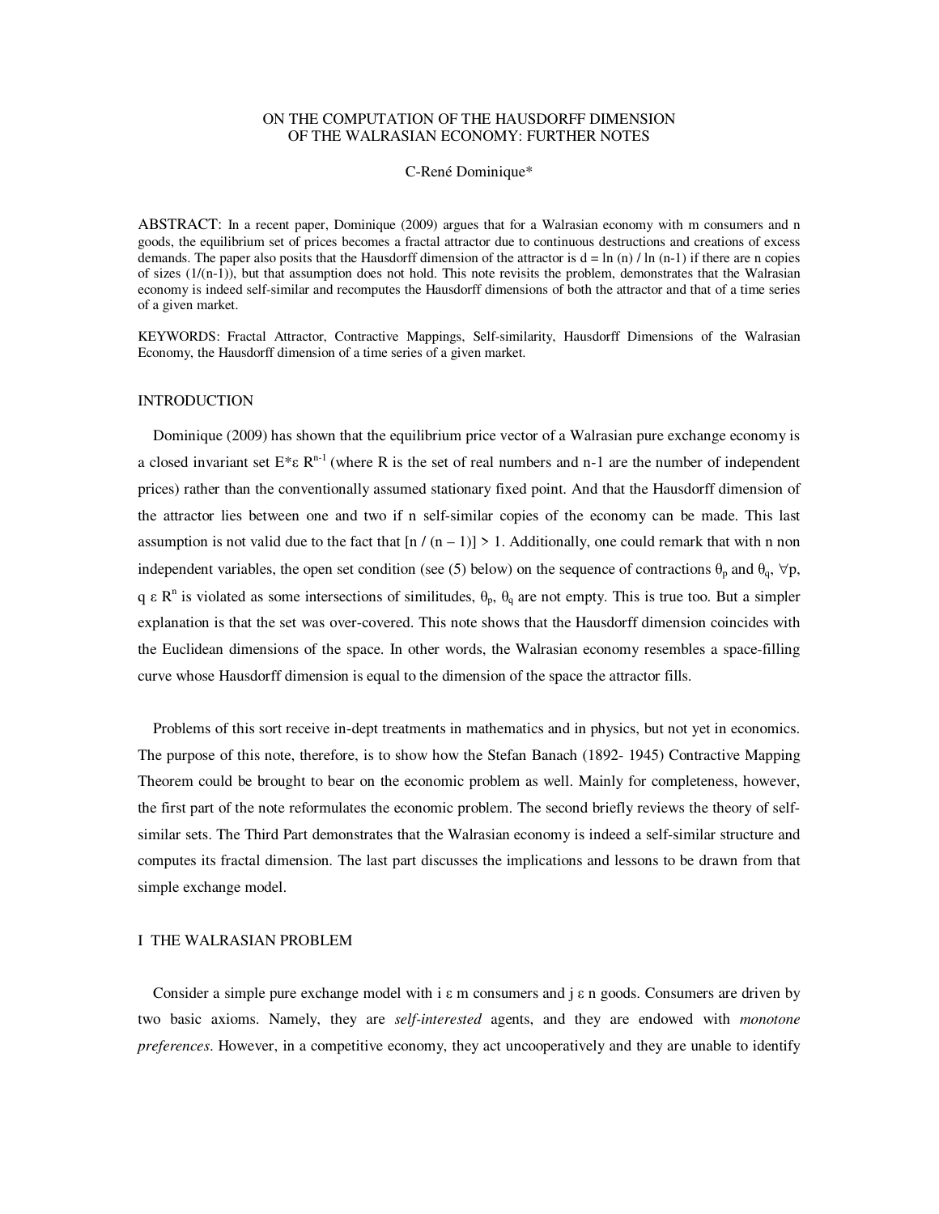# ON THE COMPUTATION OF THE HAUSDORFF DIMENSION OF THE WALRASIAN ECONOMY: FURTHER NOTES

C-René Dominique*

ABSTRACT: In a recent paper, Dominique (2009) argues that for a Walrasian economy with m consumers and n goods, the equilibrium set of prices becomes a fractal attractor due to continuous destructions and creations of excess demands. The paper also posits that the Hausdorff dimension of the attractor is $d = \ln(n) / \ln(n-1)$ if there are n copies of sizes $(1/(n-1))$, but that assumption does not hold. This note revisits the problem, demonstrates that the Walrasian economy is indeed self-similar and recomputes the Hausdorff dimensions of both the attractor and that of a time series of a given market.

KEYWORDS: Fractal Attractor, Contractive Mappings, Self-similarity, Hausdorff Dimensions of the Walrasian Economy, the Hausdorff dimension of a time series of a given market.

## INTRODUCTION

Dominique (2009) has shown that the equilibrium price vector of a Walrasian pure exchange economy is a closed invariant set $E^* \varepsilon R^{n-1}$ (where R is the set of real numbers and n-1 are the number of independent prices) rather than the conventionally assumed stationary fixed point. And that the Hausdorff dimension of the attractor lies between one and two if n self-similar copies of the economy can be made. This last assumption is not valid due to the fact that $[n / (n-1)] > 1$. Additionally, one could remark that with n non independent variables, the open set condition (see (5) below) on the sequence of contractions $\theta_p$ and $\theta_q$, $\forall p, q \; \varepsilon \; R^n$ is violated as some intersections of similitudes, $\theta_p$, $\theta_q$ are not empty. This is true too. But a simpler explanation is that the set was over-covered. This note shows that the Hausdorff dimension coincides with the Euclidean dimensions of the space. In other words, the Walrasian economy resembles a space-filling curve whose Hausdorff dimension is equal to the dimension of the space the attractor fills.

Problems of this sort receive in-dept treatments in mathematics and in physics, but not yet in economics. The purpose of this note, therefore, is to show how the Stefan Banach (1892- 1945) Contractive Mapping Theorem could be brought to bear on the economic problem as well. Mainly for completeness, however, the first part of the note reformulates the economic problem. The second briefly reviews the theory of self-similar sets. The Third Part demonstrates that the Walrasian economy is indeed a self-similar structure and computes its fractal dimension. The last part discusses the implications and lessons to be drawn from that simple exchange model.

## I THE WALRASIAN PROBLEM

Consider a simple pure exchange model with i ε m consumers and j ε n goods. Consumers are driven by two basic axioms. Namely, they are *self-interested* agents, and they are endowed with *monotone preferences*. However, in a competitive economy, they act uncooperatively and they are unable to identify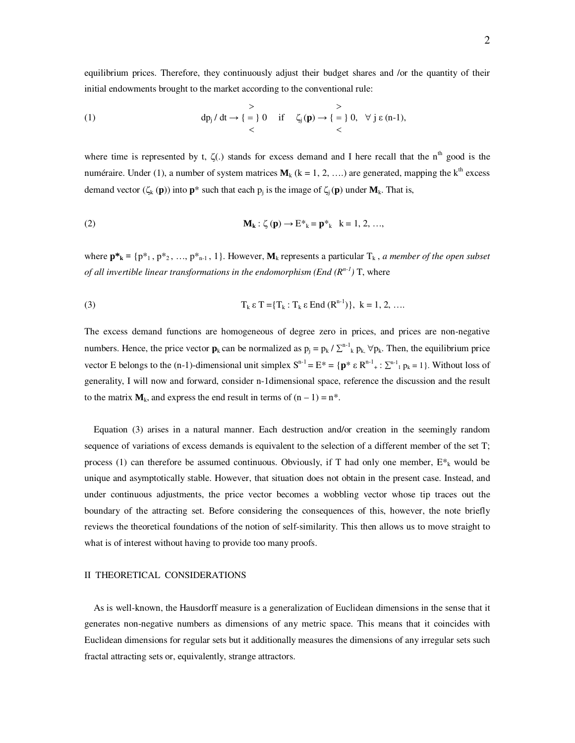equilibrium prices. Therefore, they continuously adjust their budget shares and /or the quantity of their initial endowments brought to the market according to the conventional rule:

$$(1) \qquad dp_j / dt \rightarrow \{ > \; = \; < \} \; 0 \quad \text{if} \quad \zeta_j(\mathbf{p}) \rightarrow \{ > \; = \; < \} \; 0, \quad \forall \; j \; \varepsilon \; (n\text{-}1),$$

where time is represented by t, $\zeta(.)$ stands for excess demand and I here recall that the $n^{th}$ good is the numéraire. Under (1), a number of system matrices $\mathbf{M}_k$ (k = 1, 2, ….) are generated, mapping the $k^{th}$ excess demand vector ($\zeta_k$ ($\mathbf{p}$)) into $\mathbf{p}^*$ such that each $p_j$ is the image of $\zeta_j(\mathbf{p})$ under $\mathbf{M}_k$. That is,

$$(2) \qquad \mathbf{M_k} : \zeta(\mathbf{p}) \rightarrow E^*_k = \mathbf{p}^*_k \quad k = 1, 2, \ldots,$$

where $\mathbf{p^*_k} = \{p^*_1, p^*_2, \ldots, p^*_{n-1}, 1\}$. However, $\mathbf{M}_k$ represents a particular $T_k$ , *a member of the open subset of all invertible linear transformations in the endomorphism (End ($R^{n-1}$)* T, where

$$(3) \qquad T_k \; \varepsilon \; T = \{T_k : T_k \; \varepsilon \; \text{End}\,(R^{n-1})\}, \quad k = 1, 2, \ldots.$$

The excess demand functions are homogeneous of degree zero in prices, and prices are non-negative numbers. Hence, the price vector $\mathbf{p}_k$ can be normalized as $p_j = p_k / \Sigma^{n-1}{}_k \, p_k, \; \forall p_k$. Then, the equilibrium price vector E belongs to the (n-1)-dimensional unit simplex $S^{n-1} = E^* = \{\mathbf{p}^* \; \varepsilon \; R^{n-1}{}_+ : \Sigma^{n-1}{}_1 \, p_k = 1\}$. Without loss of generality, I will now and forward, consider n-1dimensional space, reference the discussion and the result to the matrix $\mathbf{M}_k$, and express the end result in terms of $(n - 1) = n^*$.

Equation (3) arises in a natural manner. Each destruction and/or creation in the seemingly random sequence of variations of excess demands is equivalent to the selection of a different member of the set T; process (1) can therefore be assumed continuous. Obviously, if T had only one member, $E^*_k$ would be unique and asymptotically stable. However, that situation does not obtain in the present case. Instead, and under continuous adjustments, the price vector becomes a wobbling vector whose tip traces out the boundary of the attracting set. Before considering the consequences of this, however, the note briefly reviews the theoretical foundations of the notion of self-similarity. This then allows us to move straight to what is of interest without having to provide too many proofs.

## II THEORETICAL CONSIDERATIONS

As is well-known, the Hausdorff measure is a generalization of Euclidean dimensions in the sense that it generates non-negative numbers as dimensions of any metric space. This means that it coincides with Euclidean dimensions for regular sets but it additionally measures the dimensions of any irregular sets such fractal attracting sets or, equivalently, strange attractors.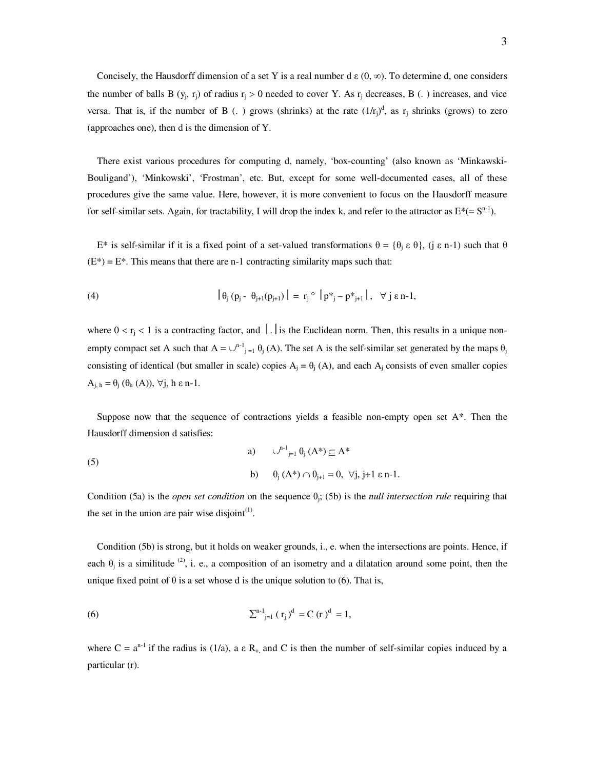Concisely, the Hausdorff dimension of a set Y is a real number $d \varepsilon (0, \infty)$. To determine d, one considers the number of balls $B(y_j, r_j)$ of radius $r_j > 0$ needed to cover Y. As $r_j$ decreases, B (. ) increases, and vice versa. That is, if the number of B (. ) grows (shrinks) at the rate $(1/r_j)^d$, as $r_j$ shrinks (grows) to zero (approaches one), then d is the dimension of Y.

There exist various procedures for computing d, namely, 'box-counting' (also known as 'Minkawski-Bouligand'), 'Minkowski', 'Frostman', etc. But, except for some well-documented cases, all of these procedures give the same value. Here, however, it is more convenient to focus on the Hausdorff measure for self-similar sets. Again, for tractability, I will drop the index k, and refer to the attractor as $E^*(= S^{n-1})$.

$E^*$ is self-similar if it is a fixed point of a set-valued transformations $\theta = \{\theta_j \varepsilon \theta\}$, ($j \varepsilon$ n-1) such that $\theta(E^*) = E^*$. This means that there are n-1 contracting similarity maps such that:

$$(4) \qquad \left| \theta_j (p_j - \theta_{j+1}(p_{j+1}) \right| = r_j \circ \left| p^*_j - p^*_{j+1} \right|, \quad \forall\, j \,\varepsilon\, n\text{-}1,$$

where $0 < r_j < 1$ is a contracting factor, and $|\,.\,|$ is the Euclidean norm. Then, this results in a unique non-empty compact set A such that $A = \cup^{n-1}_{j=1} \theta_j (A)$. The set A is the self-similar set generated by the maps $\theta_j$ consisting of identical (but smaller in scale) copies $A_j = \theta_j (A)$, and each $A_j$ consists of even smaller copies $A_{j,h} = \theta_j (\theta_h (A))$, $\forall$j, h $\varepsilon$ n-1.

Suppose now that the sequence of contractions yields a feasible non-empty open set $A^*$. Then the Hausdorff dimension d satisfies:

$$(5) \qquad \begin{aligned} &\text{a)} \quad \cup^{n-1}_{j=1} \theta_j (A^*) \subseteq A^* \\ &\text{b)} \quad \theta_j (A^*) \cap \theta_{j+1} = 0, \ \ \forall j, j+1 \,\varepsilon\, n\text{-}1. \end{aligned}$$

Condition (5a) is the *open set condition* on the sequence $\theta_j$; (5b) is the *null intersection rule* requiring that the set in the union are pair wise disjoint[(1)].

Condition (5b) is strong, but it holds on weaker grounds, i., e. when the intersections are points. Hence, if each $\theta_j$ is a similitude [(2)], i. e., a composition of an isometry and a dilatation around some point, then the unique fixed point of $\theta$ is a set whose d is the unique solution to (6). That is,

$$(6) \qquad \sum^{n-1}_{j=1} ( r_j )^d = C (r)^d = 1,$$

where $C = a^{n-1}$ if the radius is (1/a), a $\varepsilon$ $R_+$, and C is then the number of self-similar copies induced by a particular (r).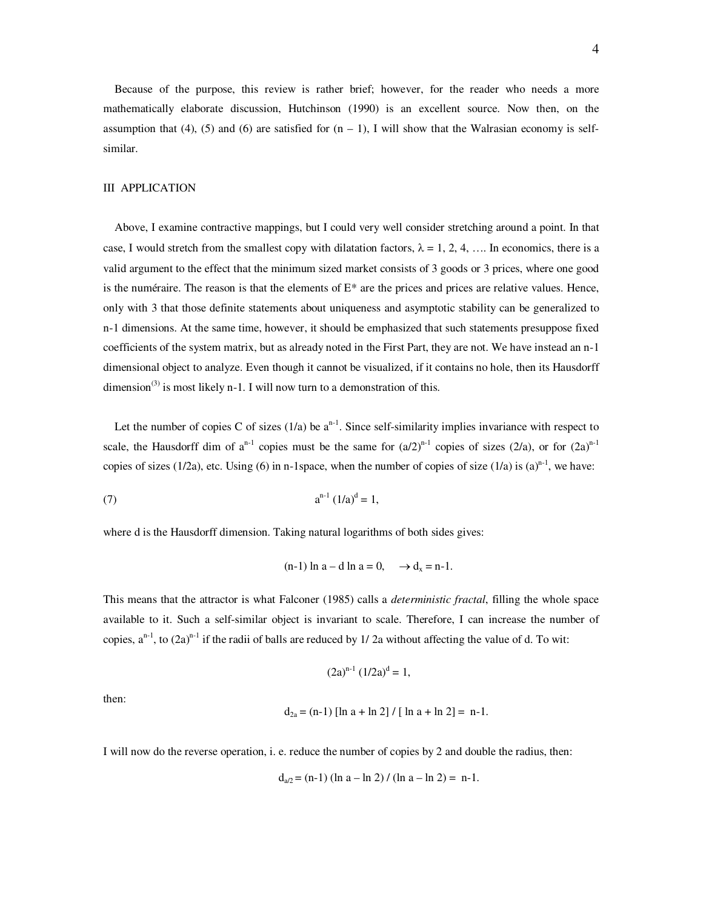Because of the purpose, this review is rather brief; however, for the reader who needs a more mathematically elaborate discussion, Hutchinson (1990) is an excellent source. Now then, on the assumption that (4), (5) and (6) are satisfied for $(n – 1)$, I will show that the Walrasian economy is self-similar.

## III APPLICATION

Above, I examine contractive mappings, but I could very well consider stretching around a point. In that case, I would stretch from the smallest copy with dilatation factors, $\lambda = 1, 2, 4, \ldots$. In economics, there is a valid argument to the effect that the minimum sized market consists of 3 goods or 3 prices, where one good is the numéraire. The reason is that the elements of $E^*$ are the prices and prices are relative values. Hence, only with 3 that those definite statements about uniqueness and asymptotic stability can be generalized to n-1 dimensions. At the same time, however, it should be emphasized that such statements presuppose fixed coefficients of the system matrix, but as already noted in the First Part, they are not. We have instead an n-1 dimensional object to analyze. Even though it cannot be visualized, if it contains no hole, then its Hausdorff dimension[3] is most likely n-1. I will now turn to a demonstration of this.

Let the number of copies C of sizes $(1/a)$ be $a^{n-1}$. Since self-similarity implies invariance with respect to scale, the Hausdorff dim of $a^{n-1}$ copies must be the same for $(a/2)^{n-1}$ copies of sizes $(2/a)$, or for $(2a)^{n-1}$ copies of sizes $(1/2a)$, etc. Using (6) in n-1space, when the number of copies of size $(1/a)$ is $(a)^{n-1}$, we have:

$$a^{n-1} (1/a)^d = 1, \tag{7}$$

where d is the Hausdorff dimension. Taking natural logarithms of both sides gives:

$$(n-1) \ln a – d \ln a = 0, \quad \rightarrow d_x = n-1.$$

This means that the attractor is what Falconer (1985) calls a *deterministic fractal*, filling the whole space available to it. Such a self-similar object is invariant to scale. Therefore, I can increase the number of copies, $a^{n-1}$, to $(2a)^{n-1}$ if the radii of balls are reduced by 1/ 2a without affecting the value of d. To wit:

$$(2a)^{n-1} (1/2a)^d = 1,$$

then:

$$d_{2a} = (n-1) [\ln a + \ln 2] / [ \ln a + \ln 2] = n-1.$$

I will now do the reverse operation, i. e. reduce the number of copies by 2 and double the radius, then:

$$d_{a/2} = (n-1) (\ln a – \ln 2) / (\ln a – \ln 2) = n-1.$$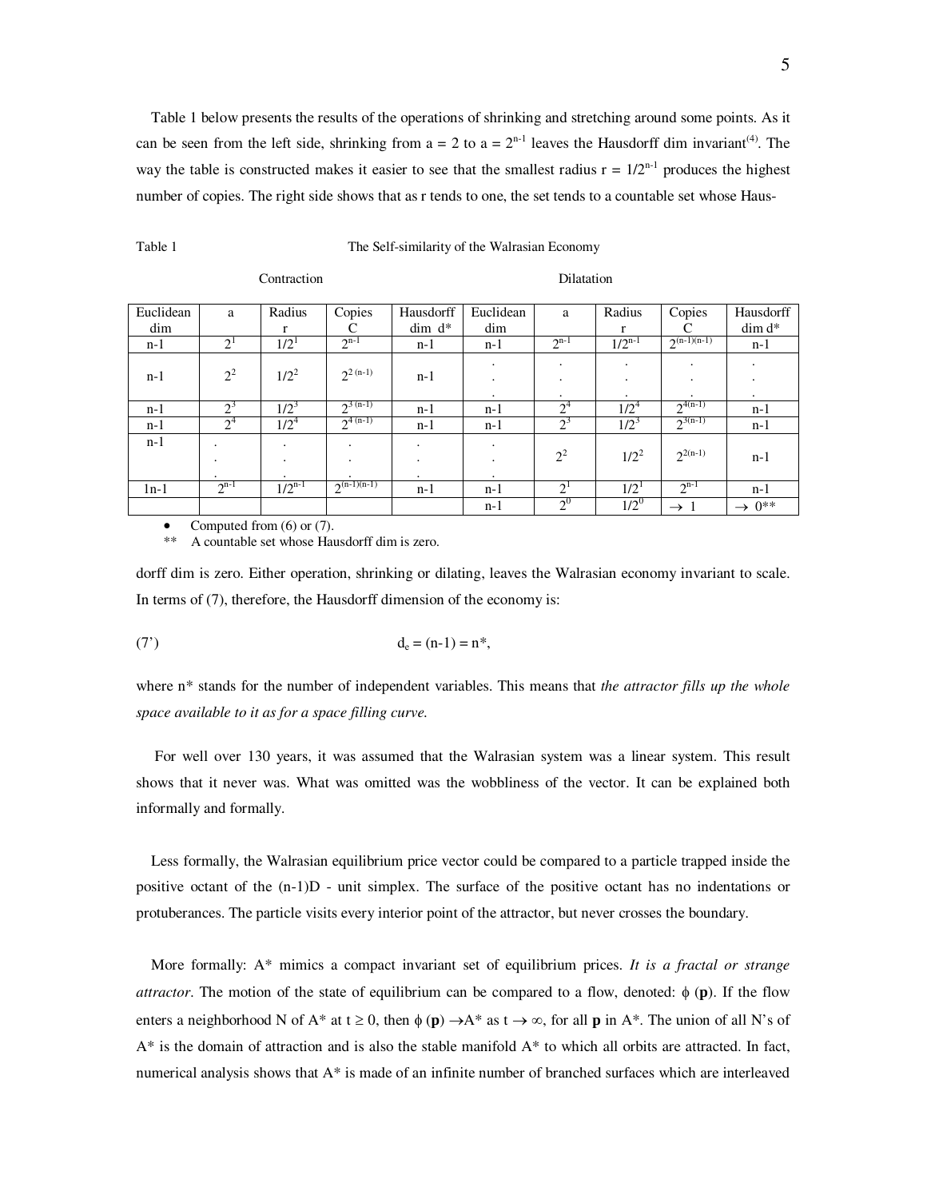Table 1 below presents the results of the operations of shrinking and stretching around some points. As it can be seen from the left side, shrinking from a = 2 to a = $2^{n-1}$ leaves the Hausdorff dim invariant[(4)]. The way the table is constructed makes it easier to see that the smallest radius r = $1/2^{n-1}$ produces the highest number of copies. The right side shows that as r tends to one, the set tends to a countable set whose Hausdorff dim is zero.

Table 1 The Self-similarity of the Walrasian Economy

| Contraction | | | | | Dilatation | | | | |
|---|---|---|---|---|---|---|---|---|---|
| Euclidean dim | a | Radius r | Copies C | Hausdorff dim d* | Euclidean dim | a | Radius r | Copies C | Hausdorff dim d* |
| n-1 | $2^1$ | $1/2^1$ | $2^{n-1}$ | n-1 | n-1 | $2^{n-1}$ | $1/2^{n-1}$ | $2^{(n-1)(n-1)}$ | n-1 |
| n-1 | $2^2$ | $1/2^2$ | $2^{2(n-1)}$ | n-1 | . . . | . . . | . . . | . . . | . . . |
| n-1 | $2^3$ | $1/2^3$ | $2^{3(n-1)}$ | n-1 | n-1 | $2^4$ | $1/2^4$ | $2^{4(n-1)}$ | n-1 |
| n-1 | $2^4$ | $1/2^4$ | $2^{4(n-1)}$ | n-1 | n-1 | $2^3$ | $1/2^3$ | $2^{3(n-1)}$ | n-1 |
| n-1 | . . . | . . . | . . . | . . . | . . . | $2^2$ | $1/2^2$ | $2^{2(n-1)}$ | n-1 |
| 1n-1 | $2^{n-1}$ | $1/2^{n-1}$ | $2^{(n-1)(n-1)}$ | n-1 | n-1 | $2^1$ | $1/2^1$ | $2^{n-1}$ | n-1 |
| | | | | | n-1 | $2^0$ | $1/2^0$ | $\to 1$ | $\to 0$** |

- Computed from (6) or (7).

** A countable set whose Hausdorff dim is zero.

Either operation, shrinking or dilating, leaves the Walrasian economy invariant to scale. In terms of (7), therefore, the Hausdorff dimension of the economy is:

$$d_e = (n-1) = n^*, \tag{7'}$$

where n* stands for the number of independent variables. This means that *the attractor fills up the whole space available to it as for a space filling curve.*

For well over 130 years, it was assumed that the Walrasian system was a linear system. This result shows that it never was. What was omitted was the wobbliness of the vector. It can be explained both informally and formally.

Less formally, the Walrasian equilibrium price vector could be compared to a particle trapped inside the positive octant of the (n-1)D - unit simplex. The surface of the positive octant has no indentations or protuberances. The particle visits every interior point of the attractor, but never crosses the boundary.

More formally: A* mimics a compact invariant set of equilibrium prices. *It is a fractal or strange attractor*. The motion of the state of equilibrium can be compared to a flow, denoted: $\phi(\mathbf{p})$. If the flow enters a neighborhood N of A* at $t \geq 0$, then $\phi(\mathbf{p}) \to A^*$ as $t \to \infty$, for all $\mathbf{p}$ in A*. The union of all N's of A* is the domain of attraction and is also the stable manifold A* to which all orbits are attracted. In fact, numerical analysis shows that A* is made of an infinite number of branched surfaces which are interleaved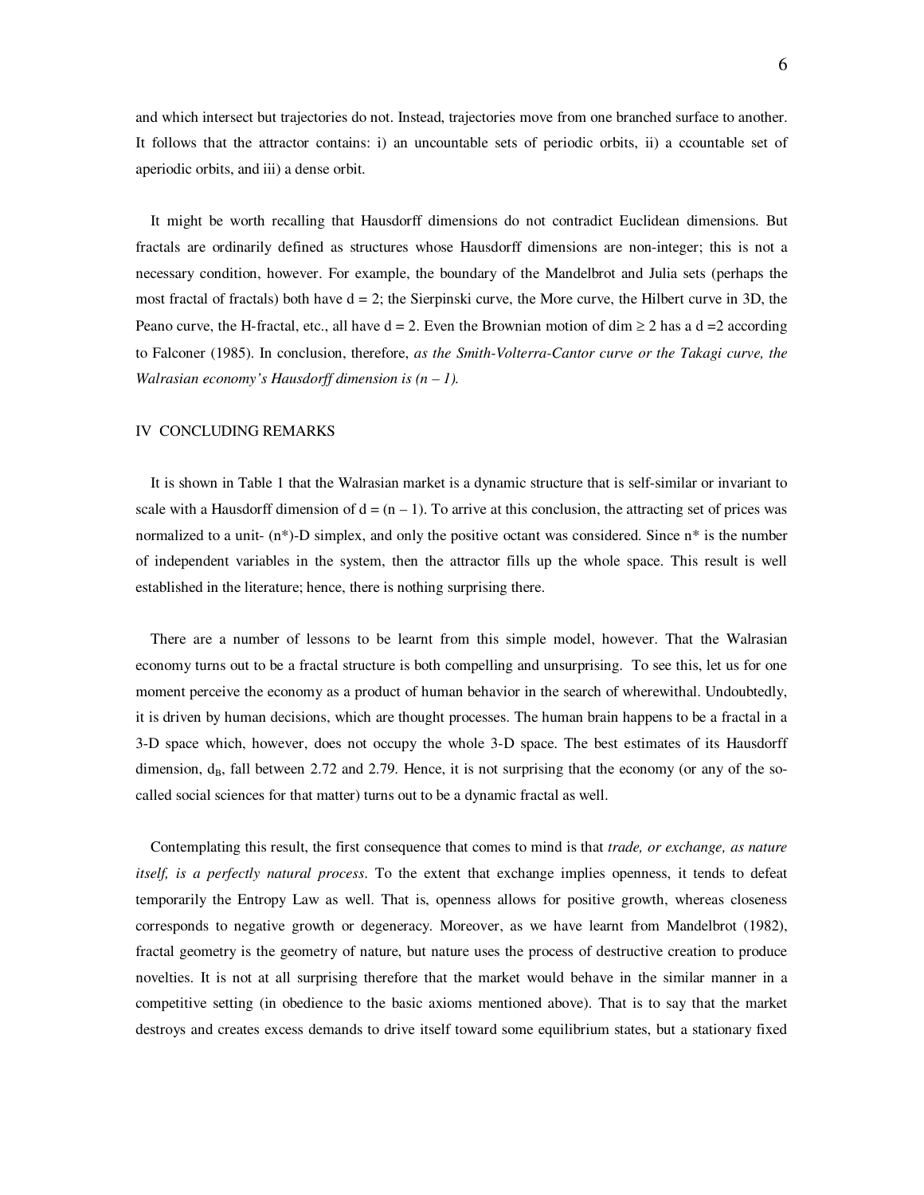and which intersect but trajectories do not. Instead, trajectories move from one branched surface to another. It follows that the attractor contains: i) an uncountable sets of periodic orbits, ii) a ccountable set of aperiodic orbits, and iii) a dense orbit.

It might be worth recalling that Hausdorff dimensions do not contradict Euclidean dimensions. But fractals are ordinarily defined as structures whose Hausdorff dimensions are non-integer; this is not a necessary condition, however. For example, the boundary of the Mandelbrot and Julia sets (perhaps the most fractal of fractals) both have d = 2; the Sierpinski curve, the More curve, the Hilbert curve in 3D, the Peano curve, the H-fractal, etc., all have d = 2. Even the Brownian motion of dim ≥ 2 has a d =2 according to Falconer (1985). In conclusion, therefore, *as the Smith-Volterra-Cantor curve or the Takagi curve, the Walrasian economy's Hausdorff dimension is (n – 1).*

## IV CONCLUDING REMARKS

It is shown in Table 1 that the Walrasian market is a dynamic structure that is self-similar or invariant to scale with a Hausdorff dimension of d = (n – 1). To arrive at this conclusion, the attracting set of prices was normalized to a unit- (n*)-D simplex, and only the positive octant was considered. Since n* is the number of independent variables in the system, then the attractor fills up the whole space. This result is well established in the literature; hence, there is nothing surprising there.

There are a number of lessons to be learnt from this simple model, however. That the Walrasian economy turns out to be a fractal structure is both compelling and unsurprising. To see this, let us for one moment perceive the economy as a product of human behavior in the search of wherewithal. Undoubtedly, it is driven by human decisions, which are thought processes. The human brain happens to be a fractal in a 3-D space which, however, does not occupy the whole 3-D space. The best estimates of its Hausdorff dimension, $d_B$, fall between 2.72 and 2.79. Hence, it is not surprising that the economy (or any of the so-called social sciences for that matter) turns out to be a dynamic fractal as well.

Contemplating this result, the first consequence that comes to mind is that *trade, or exchange, as nature itself, is a perfectly natural process*. To the extent that exchange implies openness, it tends to defeat temporarily the Entropy Law as well. That is, openness allows for positive growth, whereas closeness corresponds to negative growth or degeneracy. Moreover, as we have learnt from Mandelbrot (1982), fractal geometry is the geometry of nature, but nature uses the process of destructive creation to produce novelties. It is not at all surprising therefore that the market would behave in the similar manner in a competitive setting (in obedience to the basic axioms mentioned above). That is to say that the market destroys and creates excess demands to drive itself toward some equilibrium states, but a stationary fixed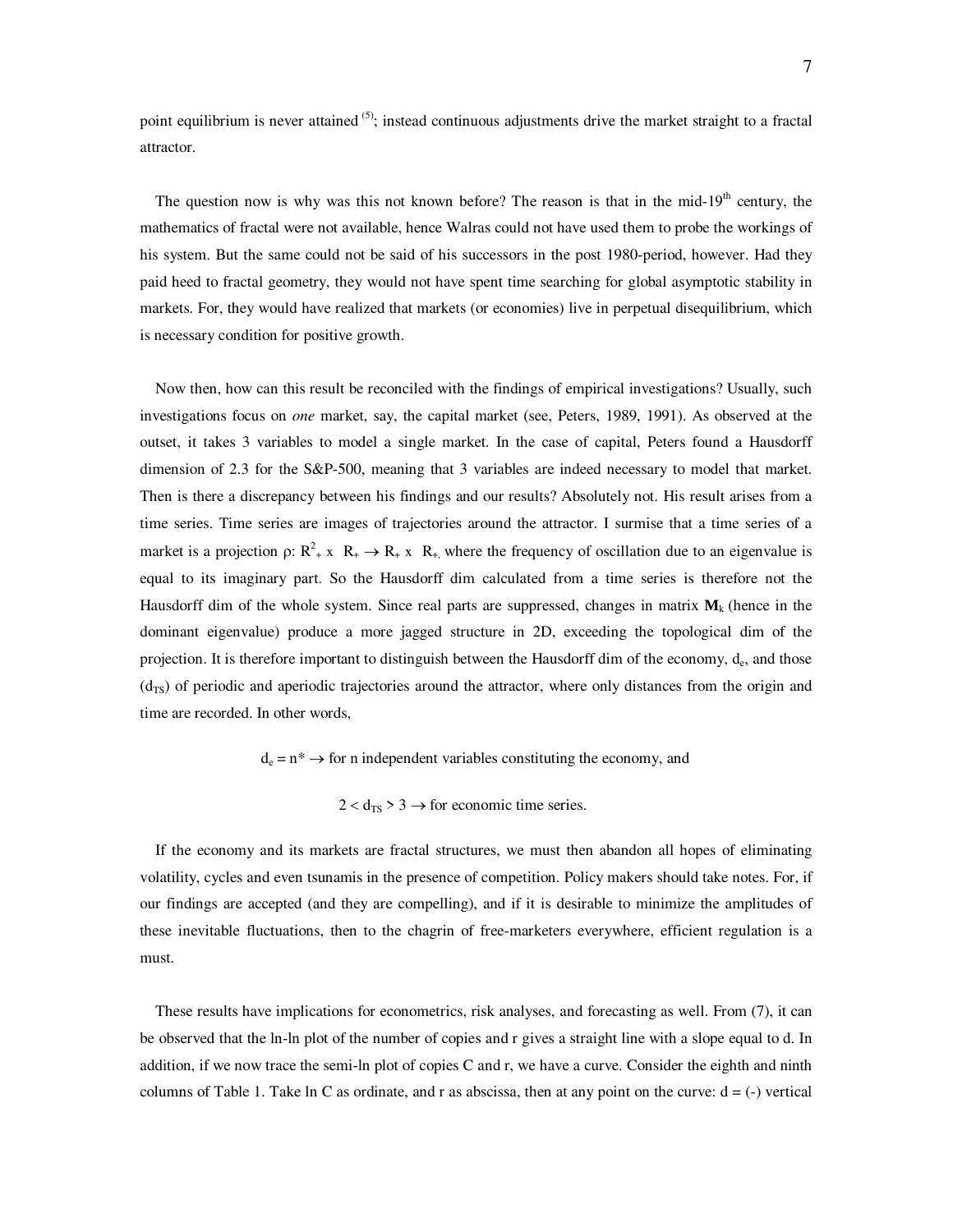point equilibrium is never attained [5]; instead continuous adjustments drive the market straight to a fractal attractor.

The question now is why was this not known before? The reason is that in the mid-19th century, the mathematics of fractal were not available, hence Walras could not have used them to probe the workings of his system. But the same could not be said of his successors in the post 1980-period, however. Had they paid heed to fractal geometry, they would not have spent time searching for global asymptotic stability in markets. For, they would have realized that markets (or economies) live in perpetual disequilibrium, which is necessary condition for positive growth.

Now then, how can this result be reconciled with the findings of empirical investigations? Usually, such investigations focus on *one* market, say, the capital market (see, Peters, 1989, 1991). As observed at the outset, it takes 3 variables to model a single market. In the case of capital, Peters found a Hausdorff dimension of 2.3 for the S&P-500, meaning that 3 variables are indeed necessary to model that market. Then is there a discrepancy between his findings and our results? Absolutely not. His result arises from a time series. Time series are images of trajectories around the attractor. I surmise that a time series of a market is a projection $\rho$: $R^2_+ \times R_+ \rightarrow R_+ \times R_+$, where the frequency of oscillation due to an eigenvalue is equal to its imaginary part. So the Hausdorff dim calculated from a time series is therefore not the Hausdorff dim of the whole system. Since real parts are suppressed, changes in matrix $\mathbf{M}_k$ (hence in the dominant eigenvalue) produce a more jagged structure in 2D, exceeding the topological dim of the projection. It is therefore important to distinguish between the Hausdorff dim of the economy, $d_e$, and those ($d_{TS}$) of periodic and aperiodic trajectories around the attractor, where only distances from the origin and time are recorded. In other words,

$d_e = n^* \rightarrow$ for n independent variables constituting the economy, and

$2 < d_{TS} > 3 \rightarrow$ for economic time series.

If the economy and its markets are fractal structures, we must then abandon all hopes of eliminating volatility, cycles and even tsunamis in the presence of competition. Policy makers should take notes. For, if our findings are accepted (and they are compelling), and if it is desirable to minimize the amplitudes of these inevitable fluctuations, then to the chagrin of free-marketers everywhere, efficient regulation is a must.

These results have implications for econometrics, risk analyses, and forecasting as well. From (7), it can be observed that the ln-ln plot of the number of copies and r gives a straight line with a slope equal to d. In addition, if we now trace the semi-ln plot of copies C and r, we have a curve. Consider the eighth and ninth columns of Table 1. Take ln C as ordinate, and r as abscissa, then at any point on the curve: d = (-) vertical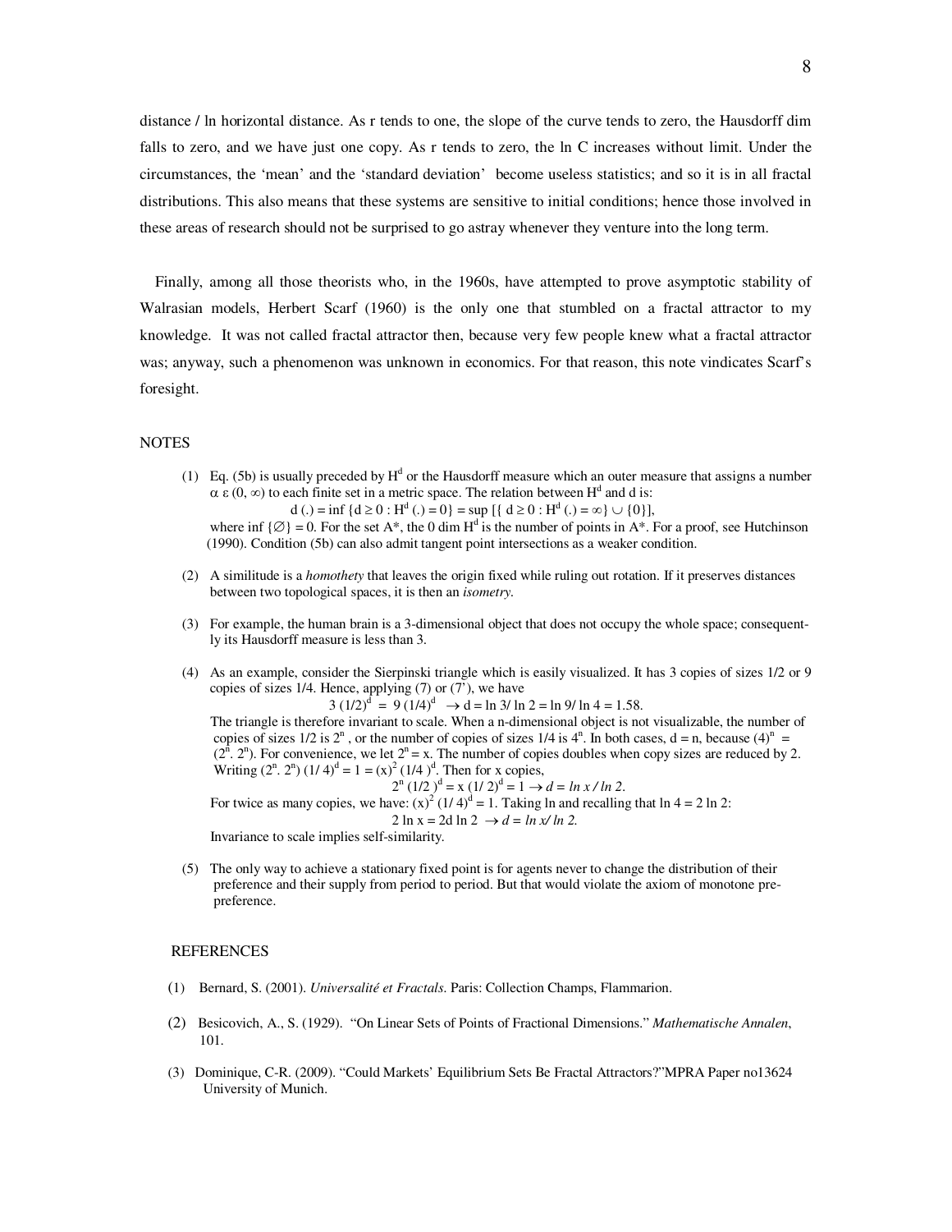distance / ln horizontal distance. As r tends to one, the slope of the curve tends to zero, the Hausdorff dim falls to zero, and we have just one copy. As r tends to zero, the ln C increases without limit. Under the circumstances, the 'mean' and the 'standard deviation' become useless statistics; and so it is in all fractal distributions. This also means that these systems are sensitive to initial conditions; hence those involved in these areas of research should not be surprised to go astray whenever they venture into the long term.

Finally, among all those theorists who, in the 1960s, have attempted to prove asymptotic stability of Walrasian models, Herbert Scarf (1960) is the only one that stumbled on a fractal attractor to my knowledge. It was not called fractal attractor then, because very few people knew what a fractal attractor was; anyway, such a phenomenon was unknown in economics. For that reason, this note vindicates Scarf's foresight.

## NOTES

(1) Eq. (5b) is usually preceded by $H^d$ or the Hausdorff measure which an outer measure that assigns a number $\alpha \varepsilon (0, \infty)$ to each finite set in a metric space. The relation between $H^d$ and d is:

$$d(.) = \inf \{d \geq 0 : H^d(.) = 0\} = \sup [\{ d \geq 0 : H^d(.) = \infty\} \cup \{0\}],$$

where $\inf \{\varnothing\} = 0$. For the set A\*, the 0 dim $H^d$ is the number of points in A\*. For a proof, see Hutchinson (1990). Condition (5b) can also admit tangent point intersections as a weaker condition.

(2) A similitude is a *homothety* that leaves the origin fixed while ruling out rotation. If it preserves distances between two topological spaces, it is then an *isometry*.

(3) For example, the human brain is a 3-dimensional object that does not occupy the whole space; consequently its Hausdorff measure is less than 3.

(4) As an example, consider the Sierpinski triangle which is easily visualized. It has 3 copies of sizes 1/2 or 9 copies of sizes 1/4. Hence, applying (7) or (7'), we have

$$3\,(1/2)^d = 9\,(1/4)^d \rightarrow d = \ln 3/ \ln 2 = \ln 9/ \ln 4 = 1.58.$$

The triangle is therefore invariant to scale. When a n-dimensional object is not visualizable, the number of copies of sizes 1/2 is $2^n$, or the number of copies of sizes 1/4 is $4^n$. In both cases, d = n, because $(4)^n = (2^n. 2^n)$. For convenience, we let $2^n = x$. The number of copies doubles when copy sizes are reduced by 2. Writing $(2^n. 2^n)(1/4)^d = 1 = (x)^2 (1/4)^d$. Then for x copies,

$$2^n (1/2)^d = x\,(1/2)^d = 1 \rightarrow d = \ln x / \ln 2.$$

For twice as many copies, we have: $(x)^2 (1/4)^d = 1$. Taking ln and recalling that ln 4 = 2 ln 2:

$$2 \ln x = 2d \ln 2 \rightarrow d = \ln x / \ln 2.$$

Invariance to scale implies self-similarity.

(5) The only way to achieve a stationary fixed point is for agents never to change the distribution of their preference and their supply from period to period. But that would violate the axiom of monotone prepreference.

## REFERENCES

(1) Bernard, S. (2001). *Universalité et Fractals*. Paris: Collection Champs, Flammarion.

(2) Besicovich, A., S. (1929). "On Linear Sets of Points of Fractional Dimensions." *Mathematische Annalen*, 101.

(3) Dominique, C-R. (2009). "Could Markets' Equilibrium Sets Be Fractal Attractors?"MPRA Paper no13624 University of Munich.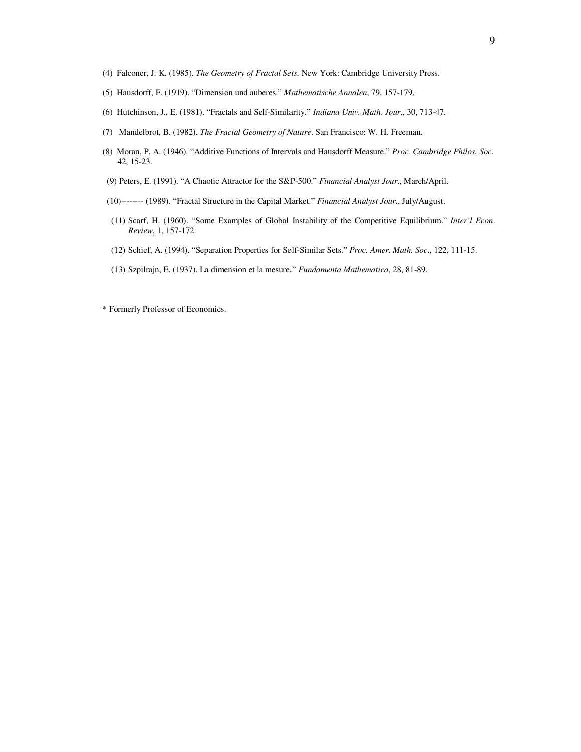(4) Falconer, J. K. (1985). *The Geometry of Fractal Sets*. New York: Cambridge University Press.

(5) Hausdorff, F. (1919). "Dimension und auberes." *Mathematische Annalen*, 79, 157-179.

(6) Hutchinson, J., E. (1981). "Fractals and Self-Similarity." *Indiana Univ. Math. Jour*., 30, 713-47.

(7) Mandelbrot, B. (1982). *The Fractal Geometry of Nature*. San Francisco: W. H. Freeman.

(8) Moran, P. A. (1946). "Additive Functions of Intervals and Hausdorff Measure." *Proc. Cambridge Philos. Soc.* 42, 15-23.

(9) Peters, E. (1991). "A Chaotic Attractor for the S&P-500." *Financial Analyst Jour.*, March/April.

(10)-------- (1989). "Fractal Structure in the Capital Market." *Financial Analyst Jour.*, July/August.

(11) Scarf, H. (1960). "Some Examples of Global Instability of the Competitive Equilibrium." *Inter'l Econ. Review*, 1, 157-172.

(12) Schief, A. (1994). "Separation Properties for Self-Similar Sets." *Proc. Amer. Math. Soc.*, 122, 111-15.

(13) Szpilrajn, E. (1937). La dimension et la mesure." *Fundamenta Mathematica*, 28, 81-89.

* Formerly Professor of Economics.